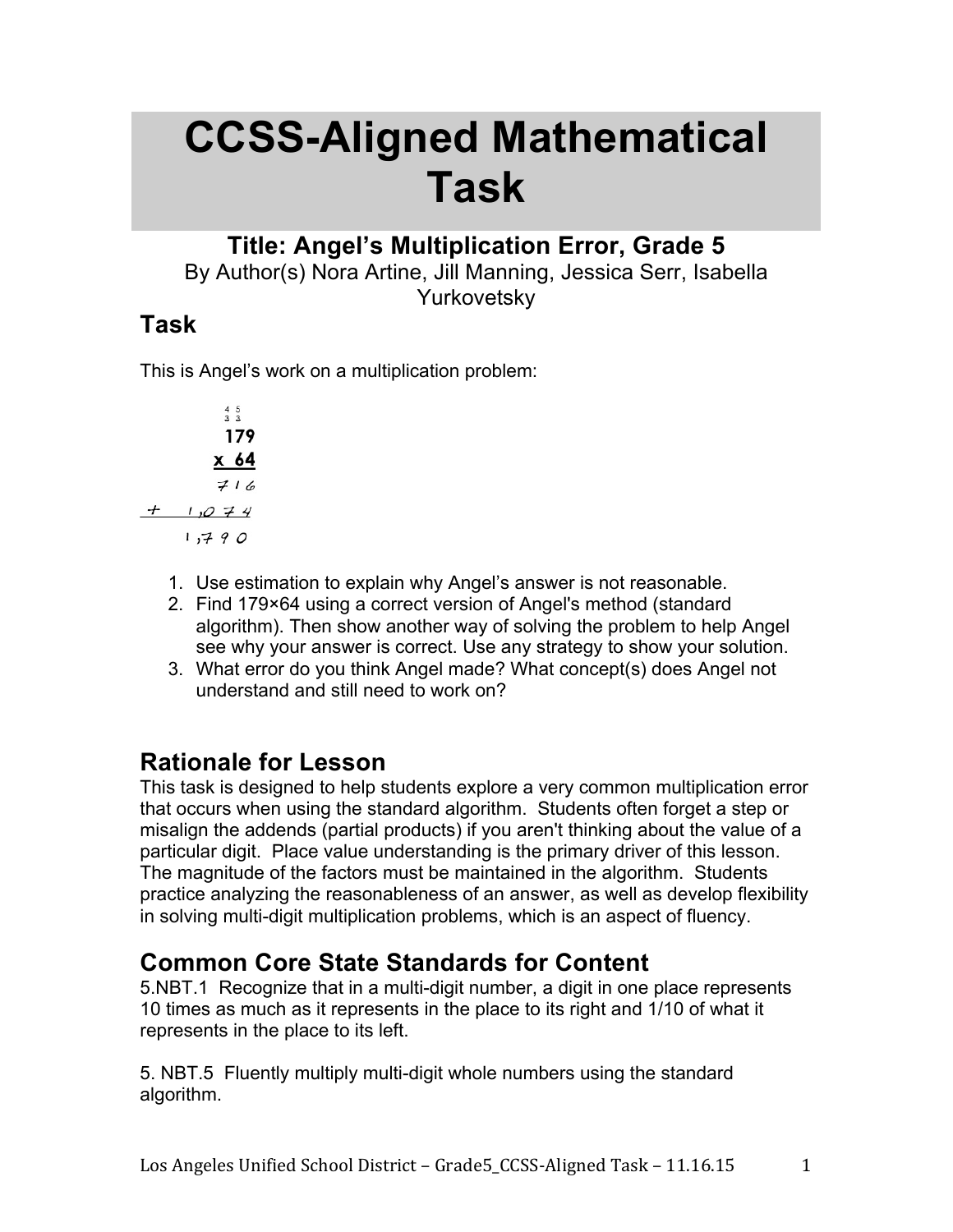# CCSS-Aligned Mathematical Task

## Title: Angel's Multiplication Error, Grade 5

By Author(s) Nora Artine, Jill Manning, Jessica Serr, Isabella Yurkovetsky

## Task

This is Angel's work on a multiplication problem:

```
     4 5
     3 3
     179
   x  64
     716
+  1,074
   1,790
```

1. Use estimation to explain why Angel's answer is not reasonable.
2. Find 179×64 using a correct version of Angel's method (standard algorithm). Then show another way of solving the problem to help Angel see why your answer is correct. Use any strategy to show your solution.
3. What error do you think Angel made? What concept(s) does Angel not understand and still need to work on?

## Rationale for Lesson

This task is designed to help students explore a very common multiplication error that occurs when using the standard algorithm. Students often forget a step or misalign the addends (partial products) if you aren't thinking about the value of a particular digit. Place value understanding is the primary driver of this lesson. The magnitude of the factors must be maintained in the algorithm. Students practice analyzing the reasonableness of an answer, as well as develop flexibility in solving multi-digit multiplication problems, which is an aspect of fluency.

## Common Core State Standards for Content

5.NBT.1 Recognize that in a multi-digit number, a digit in one place represents 10 times as much as it represents in the place to its right and 1/10 of what it represents in the place to its left.

5. NBT.5 Fluently multiply multi-digit whole numbers using the standard algorithm.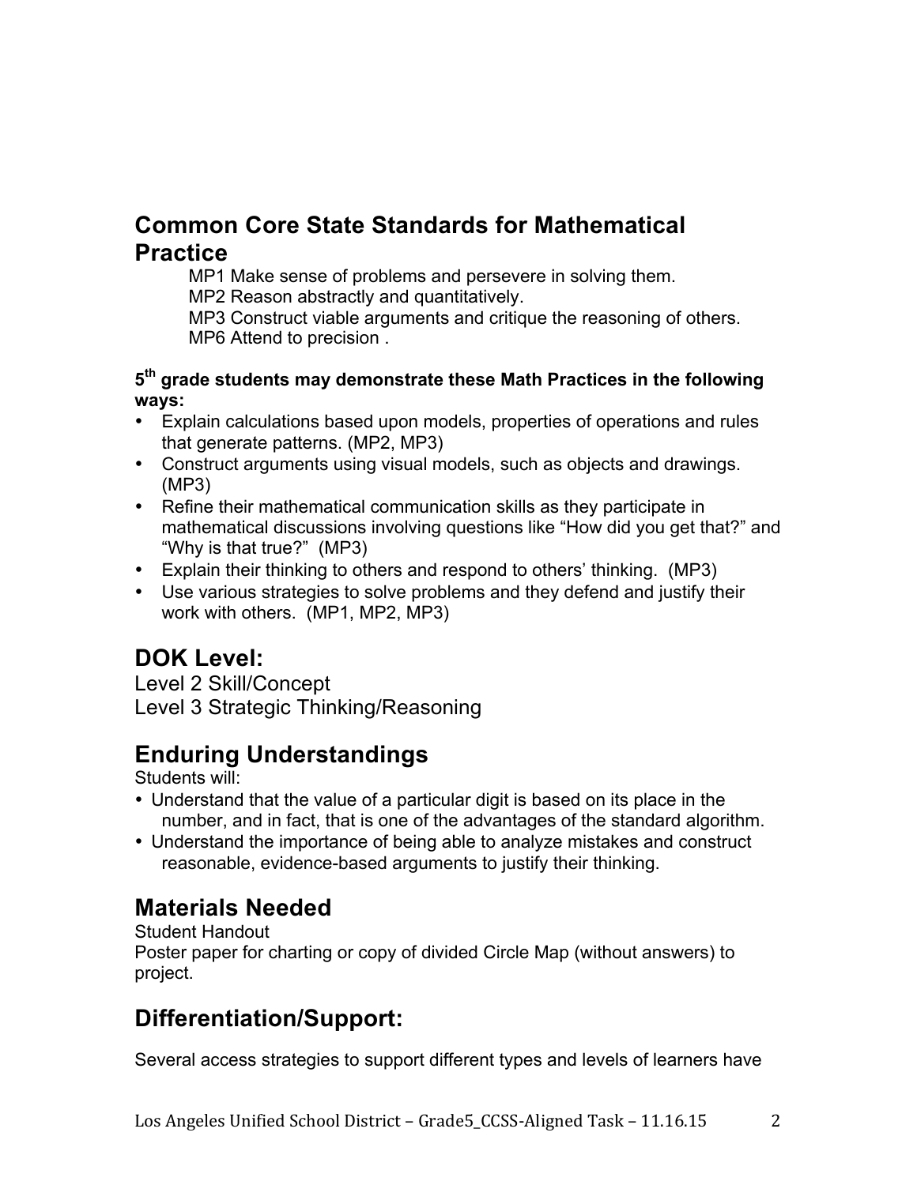## Common Core State Standards for Mathematical Practice

MP1 Make sense of problems and persevere in solving them.
MP2 Reason abstractly and quantitatively.
MP3 Construct viable arguments and critique the reasoning of others.
MP6 Attend to precision .

**5th grade students may demonstrate these Math Practices in the following ways:**

- Explain calculations based upon models, properties of operations and rules that generate patterns. (MP2, MP3)
- Construct arguments using visual models, such as objects and drawings. (MP3)
- Refine their mathematical communication skills as they participate in mathematical discussions involving questions like "How did you get that?" and "Why is that true?" (MP3)
- Explain their thinking to others and respond to others' thinking. (MP3)
- Use various strategies to solve problems and they defend and justify their work with others. (MP1, MP2, MP3)

## DOK Level:

Level 2 Skill/Concept
Level 3 Strategic Thinking/Reasoning

## Enduring Understandings

Students will:

- Understand that the value of a particular digit is based on its place in the number, and in fact, that is one of the advantages of the standard algorithm.
- Understand the importance of being able to analyze mistakes and construct reasonable, evidence-based arguments to justify their thinking.

## Materials Needed

Student Handout
Poster paper for charting or copy of divided Circle Map (without answers) to project.

## Differentiation/Support:

Several access strategies to support different types and levels of learners have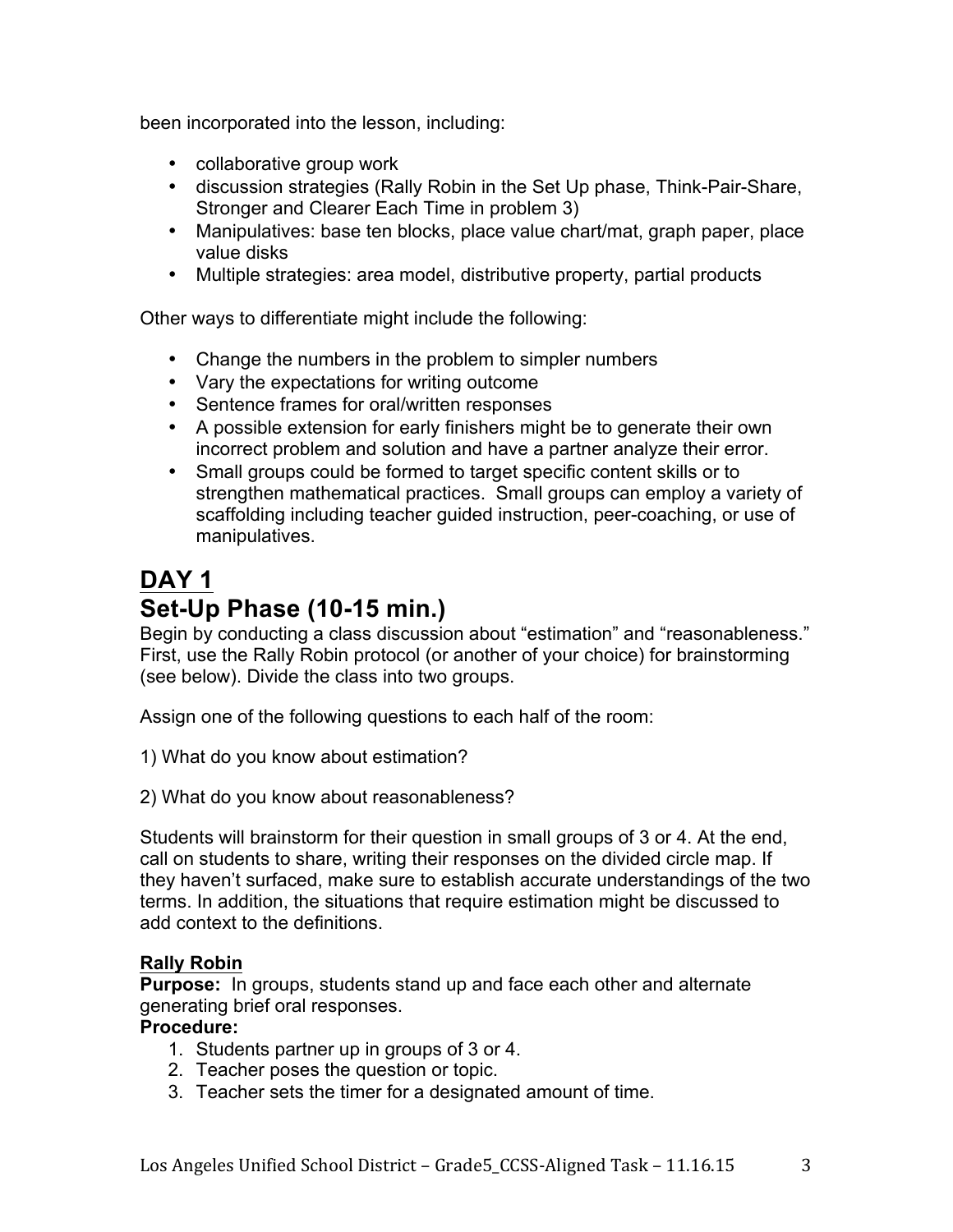been incorporated into the lesson, including:

- collaborative group work
- discussion strategies (Rally Robin in the Set Up phase, Think-Pair-Share, Stronger and Clearer Each Time in problem 3)
- Manipulatives: base ten blocks, place value chart/mat, graph paper, place value disks
- Multiple strategies: area model, distributive property, partial products

Other ways to differentiate might include the following:

- Change the numbers in the problem to simpler numbers
- Vary the expectations for writing outcome
- Sentence frames for oral/written responses
- A possible extension for early finishers might be to generate their own incorrect problem and solution and have a partner analyze their error.
- Small groups could be formed to target specific content skills or to strengthen mathematical practices. Small groups can employ a variety of scaffolding including teacher guided instruction, peer-coaching, or use of manipulatives.

# DAY 1

## Set-Up Phase (10-15 min.)

Begin by conducting a class discussion about "estimation" and "reasonableness." First, use the Rally Robin protocol (or another of your choice) for brainstorming (see below). Divide the class into two groups.

Assign one of the following questions to each half of the room:

1) What do you know about estimation?

2) What do you know about reasonableness?

Students will brainstorm for their question in small groups of 3 or 4. At the end, call on students to share, writing their responses on the divided circle map. If they haven't surfaced, make sure to establish accurate understandings of the two terms. In addition, the situations that require estimation might be discussed to add context to the definitions.

**Rally Robin**

**Purpose:** In groups, students stand up and face each other and alternate generating brief oral responses.

**Procedure:**

1. Students partner up in groups of 3 or 4.
2. Teacher poses the question or topic.
3. Teacher sets the timer for a designated amount of time.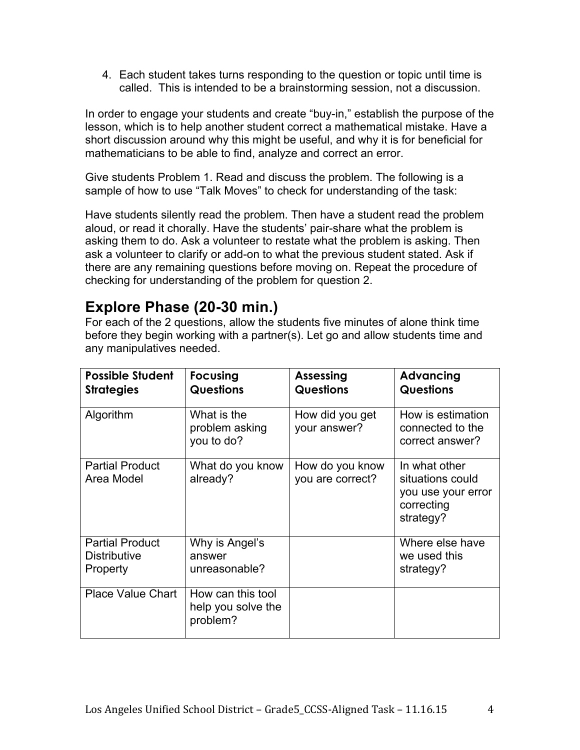4. Each student takes turns responding to the question or topic until time is called. This is intended to be a brainstorming session, not a discussion.

In order to engage your students and create "buy-in," establish the purpose of the lesson, which is to help another student correct a mathematical mistake. Have a short discussion around why this might be useful, and why it is for beneficial for mathematicians to be able to find, analyze and correct an error.

Give students Problem 1. Read and discuss the problem. The following is a sample of how to use "Talk Moves" to check for understanding of the task:

Have students silently read the problem. Then have a student read the problem aloud, or read it chorally. Have the students' pair-share what the problem is asking them to do. Ask a volunteer to restate what the problem is asking. Then ask a volunteer to clarify or add-on to what the previous student stated. Ask if there are any remaining questions before moving on. Repeat the procedure of checking for understanding of the problem for question 2.

## Explore Phase (20-30 min.)

For each of the 2 questions, allow the students five minutes of alone think time before they begin working with a partner(s). Let go and allow students time and any manipulatives needed.

| **Possible Student Strategies** | **Focusing Questions** | **Assessing Questions** | **Advancing Questions** |
|---|---|---|---|
| Algorithm | What is the problem asking you to do? | How did you get your answer? | How is estimation connected to the correct answer? |
| Partial Product Area Model | What do you know already? | How do you know you are correct? | In what other situations could you use your error correcting strategy? |
| Partial Product Distributive Property | Why is Angel's answer unreasonable? | | Where else have we used this strategy? |
| Place Value Chart | How can this tool help you solve the problem? | | |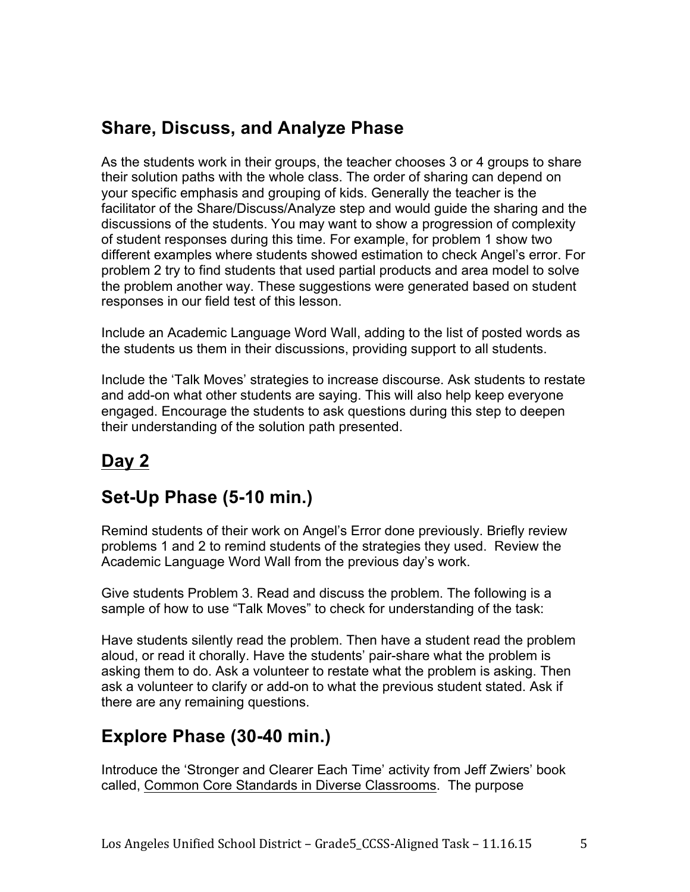## Share, Discuss, and Analyze Phase

As the students work in their groups, the teacher chooses 3 or 4 groups to share their solution paths with the whole class. The order of sharing can depend on your specific emphasis and grouping of kids. Generally the teacher is the facilitator of the Share/Discuss/Analyze step and would guide the sharing and the discussions of the students. You may want to show a progression of complexity of student responses during this time. For example, for problem 1 show two different examples where students showed estimation to check Angel's error. For problem 2 try to find students that used partial products and area model to solve the problem another way. These suggestions were generated based on student responses in our field test of this lesson.

Include an Academic Language Word Wall, adding to the list of posted words as the students us them in their discussions, providing support to all students.

Include the 'Talk Moves' strategies to increase discourse. Ask students to restate and add-on what other students are saying. This will also help keep everyone engaged. Encourage the students to ask questions during this step to deepen their understanding of the solution path presented.

## <u>Day 2</u>

## Set-Up Phase (5-10 min.)

Remind students of their work on Angel's Error done previously. Briefly review problems 1 and 2 to remind students of the strategies they used. Review the Academic Language Word Wall from the previous day's work.

Give students Problem 3. Read and discuss the problem. The following is a sample of how to use "Talk Moves" to check for understanding of the task:

Have students silently read the problem. Then have a student read the problem aloud, or read it chorally. Have the students' pair-share what the problem is asking them to do. Ask a volunteer to restate what the problem is asking. Then ask a volunteer to clarify or add-on to what the previous student stated. Ask if there are any remaining questions.

## Explore Phase (30-40 min.)

Introduce the 'Stronger and Clearer Each Time' activity from Jeff Zwiers' book called, <u>Common Core Standards in Diverse Classrooms</u>. The purpose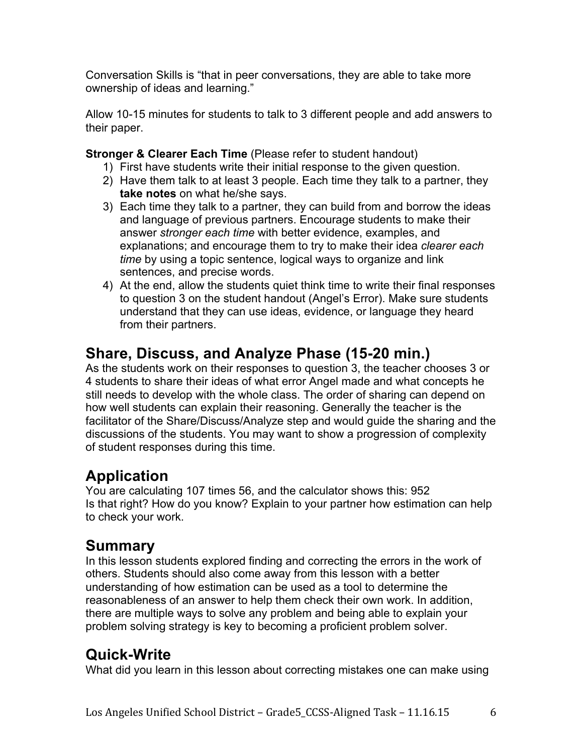Conversation Skills is "that in peer conversations, they are able to take more ownership of ideas and learning."

Allow 10-15 minutes for students to talk to 3 different people and add answers to their paper.

**Stronger & Clearer Each Time** (Please refer to student handout)

1) First have students write their initial response to the given question.
2) Have them talk to at least 3 people. Each time they talk to a partner, they **take notes** on what he/she says.
3) Each time they talk to a partner, they can build from and borrow the ideas and language of previous partners. Encourage students to make their answer *stronger each time* with better evidence, examples, and explanations; and encourage them to try to make their idea *clearer each time* by using a topic sentence, logical ways to organize and link sentences, and precise words.
4) At the end, allow the students quiet think time to write their final responses to question 3 on the student handout (Angel's Error). Make sure students understand that they can use ideas, evidence, or language they heard from their partners.

## Share, Discuss, and Analyze Phase (15-20 min.)

As the students work on their responses to question 3, the teacher chooses 3 or 4 students to share their ideas of what error Angel made and what concepts he still needs to develop with the whole class. The order of sharing can depend on how well students can explain their reasoning. Generally the teacher is the facilitator of the Share/Discuss/Analyze step and would guide the sharing and the discussions of the students. You may want to show a progression of complexity of student responses during this time.

## Application

You are calculating 107 times 56, and the calculator shows this: 952
Is that right? How do you know? Explain to your partner how estimation can help to check your work.

## Summary

In this lesson students explored finding and correcting the errors in the work of others. Students should also come away from this lesson with a better understanding of how estimation can be used as a tool to determine the reasonableness of an answer to help them check their own work. In addition, there are multiple ways to solve any problem and being able to explain your problem solving strategy is key to becoming a proficient problem solver.

## Quick-Write

What did you learn in this lesson about correcting mistakes one can make using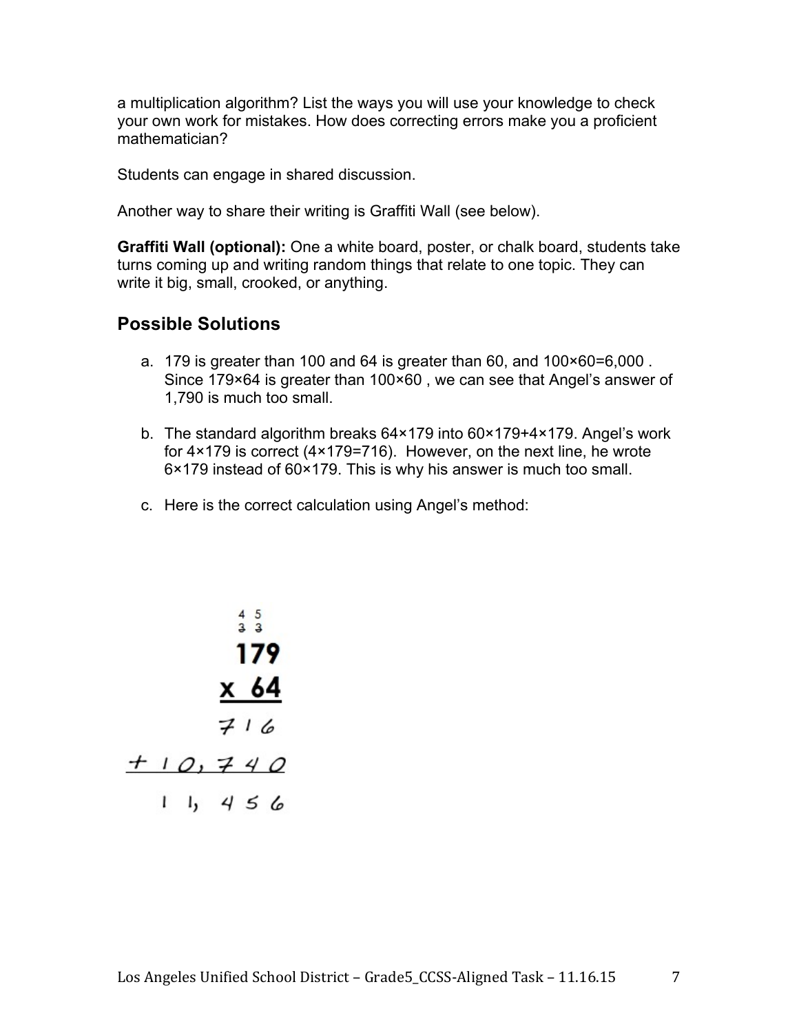a multiplication algorithm? List the ways you will use your knowledge to check your own work for mistakes. How does correcting errors make you a proficient mathematician?

Students can engage in shared discussion.

Another way to share their writing is Graffiti Wall (see below).

**Graffiti Wall (optional):** One a white board, poster, or chalk board, students take turns coming up and writing random things that relate to one topic. They can write it big, small, crooked, or anything.

## Possible Solutions

a. 179 is greater than 100 and 64 is greater than 60, and $100 \times 60 = 6{,}000$ . Since $179 \times 64$ is greater than $100 \times 60$ , we can see that Angel's answer of 1,790 is much too small.

b. The standard algorithm breaks $64 \times 179$ into $60 \times 179 + 4 \times 179$. Angel's work for $4 \times 179$ is correct ($4 \times 179 = 716$). However, on the next line, he wrote $6 \times 179$ instead of $60 \times 179$. This is why his answer is much too small.

c. Here is the correct calculation using Angel's method:

```
    4 5
    3 3
    179
  x  64
    716
+10,740
 11,456
```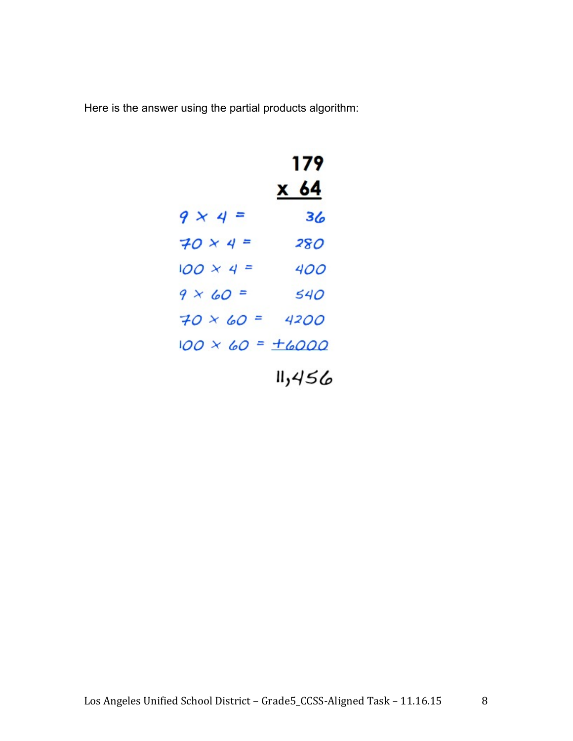Here is the answer using the partial products algorithm:

```
              179
            x  64
9 x 4 =        36
70 x 4 =      280
100 x 4 =     400
9 x 60 =      540
70 x 60 =    4200
100 x 60 = +6000
           11,456
```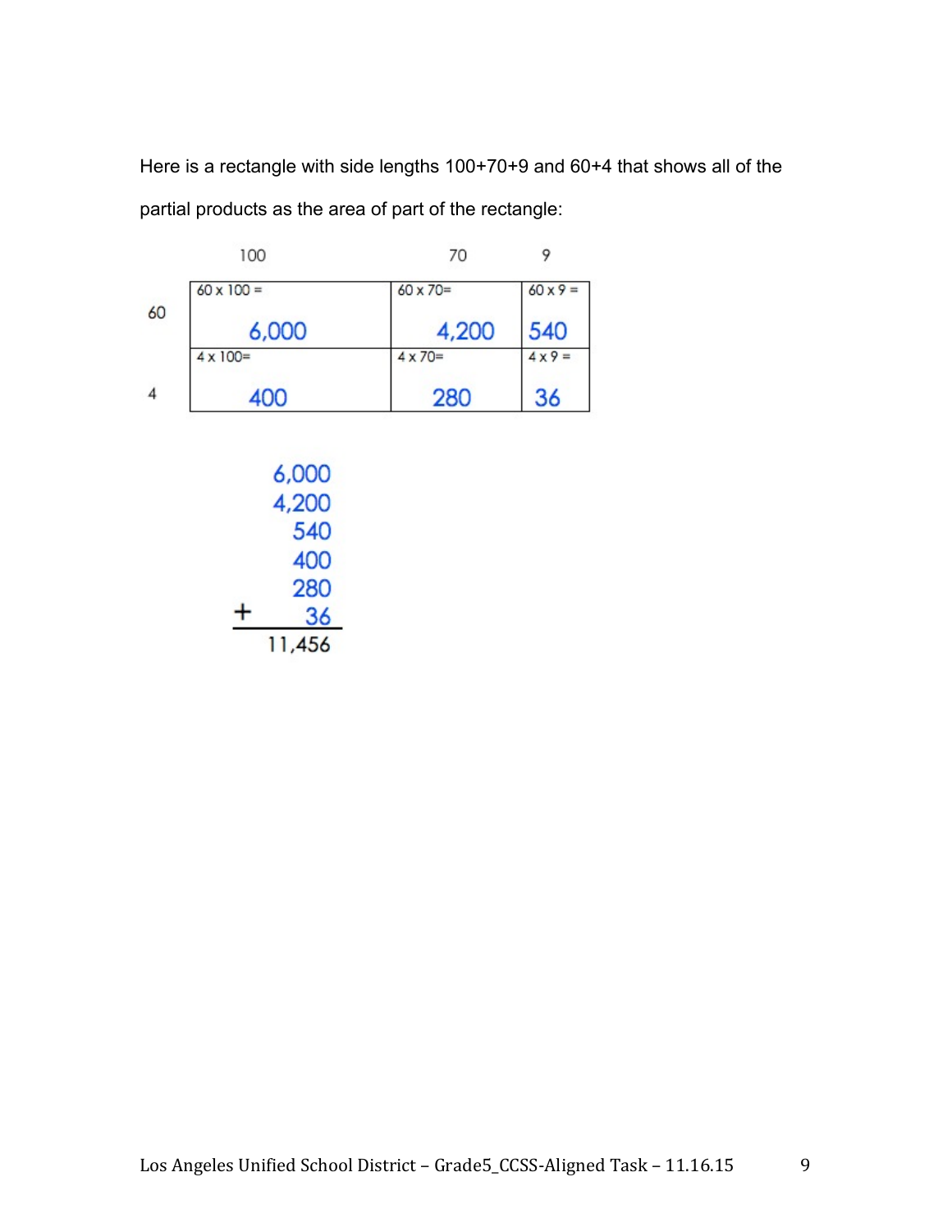Here is a rectangle with side lengths 100+70+9 and 60+4 that shows all of the partial products as the area of part of the rectangle:

| | 100 | 70 | 9 |
|---|---|---|---|
| 60 | 60 x 100 = 6,000 | 60 x 70= 4,200 | 60 x 9 = 540 |
| 4 | 4 x 100= 400 | 4 x 70= 280 | 4 x 9 = 36 |

$$
\begin{array}{r}
6{,}000 \\
4{,}200 \\
540 \\
400 \\
280 \\
+ \quad 36 \\
\hline
11{,}456
\end{array}
$$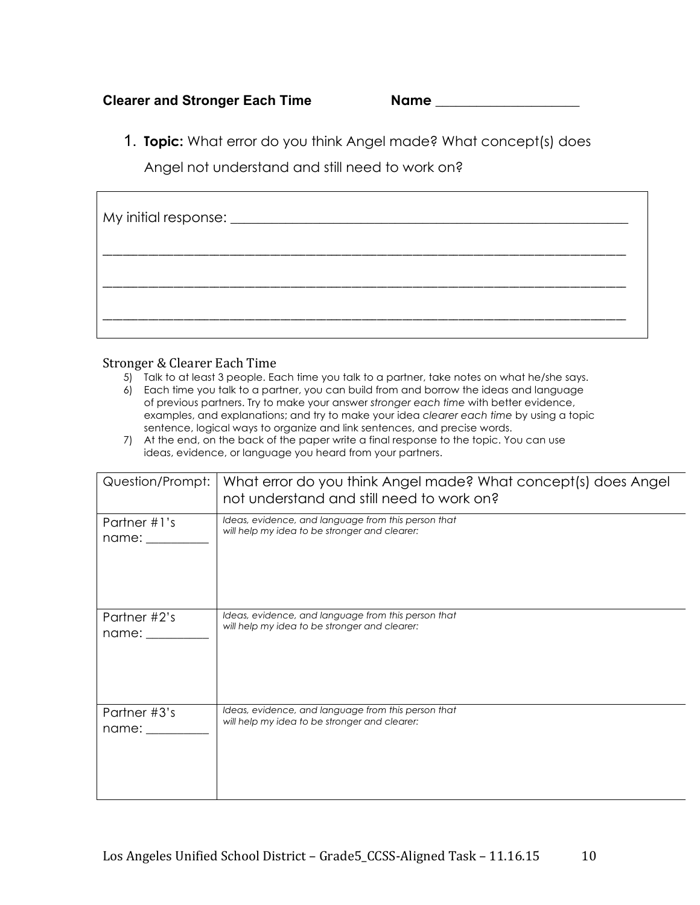**Clearer and Stronger Each Time** **Name** ____________________

1. **Topic:** What error do you think Angel made? What concept(s) does Angel not understand and still need to work on?

My initial response: ______________________________________________________________

______________________________________________________________________________

______________________________________________________________________________

______________________________________________________________________________

Stronger & Clearer Each Time

5) Talk to at least 3 people. Each time you talk to a partner, take notes on what he/she says.
6) Each time you talk to a partner, you can build from and borrow the ideas and language of previous partners. Try to make your answer *stronger each time* with better evidence, examples, and explanations; and try to make your idea *clearer each time* by using a topic sentence, logical ways to organize and link sentences, and precise words.
7) At the end, on the back of the paper write a final response to the topic. You can use ideas, evidence, or language you heard from your partners.

| Question/Prompt: | What error do you think Angel made? What concept(s) does Angel not understand and still need to work on? |
| --- | --- |
| Partner #1's name: __________ | *Ideas, evidence, and language from this person that will help my idea to be stronger and clearer:* |
| Partner #2's name: __________ | *Ideas, evidence, and language from this person that will help my idea to be stronger and clearer:* |
| Partner #3's name: __________ | *Ideas, evidence, and language from this person that will help my idea to be stronger and clearer:* |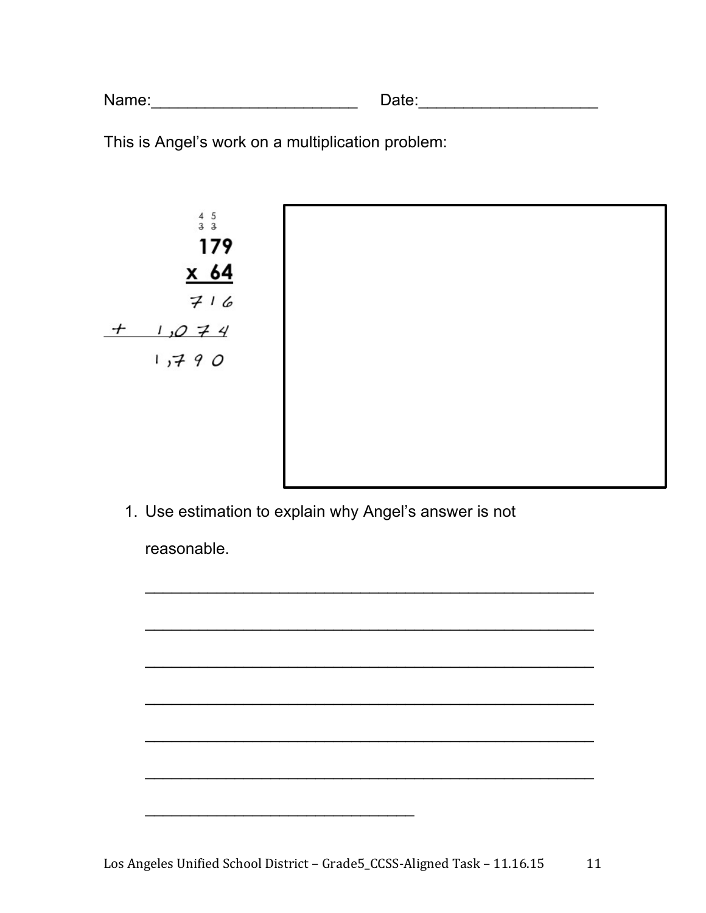Name:_______________________ Date:____________________

This is Angel's work on a multiplication problem:

```
   4 5
   3 3
   179
 x  64
   716
+ 1,074
  1,790
```

1. Use estimation to explain why Angel's answer is not reasonable.

_______________________________________________

_______________________________________________

_______________________________________________

_______________________________________________

_______________________________________________

_______________________________________________

______________________________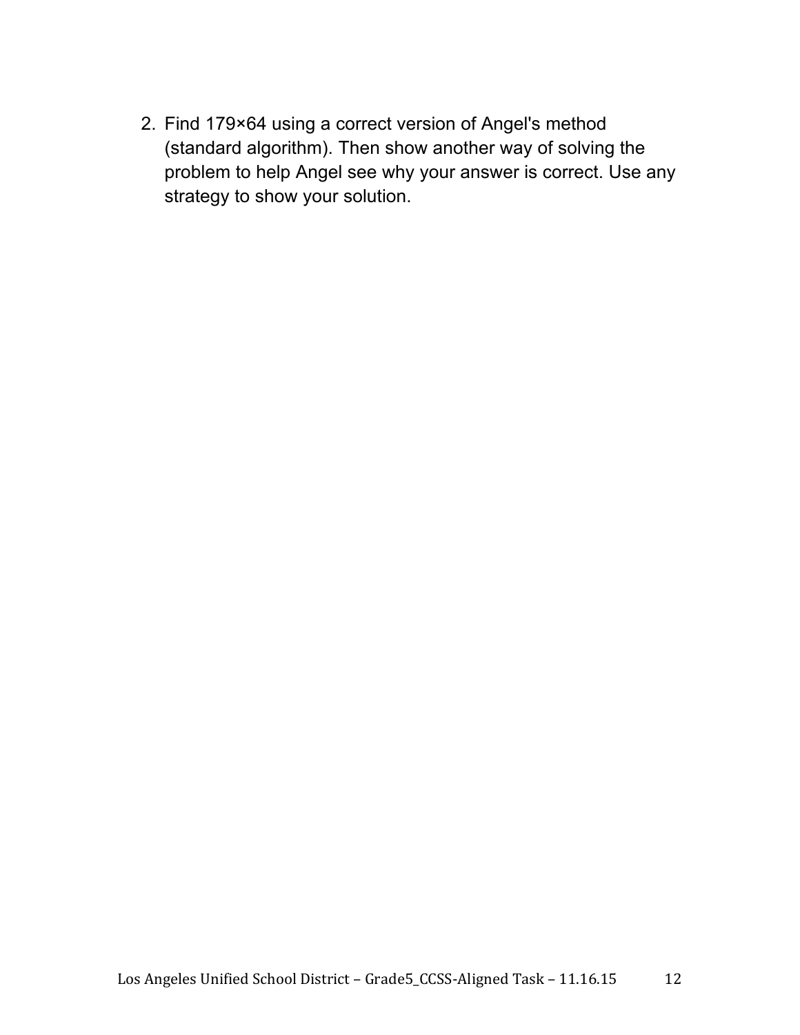2. Find 179×64 using a correct version of Angel's method (standard algorithm). Then show another way of solving the problem to help Angel see why your answer is correct. Use any strategy to show your solution.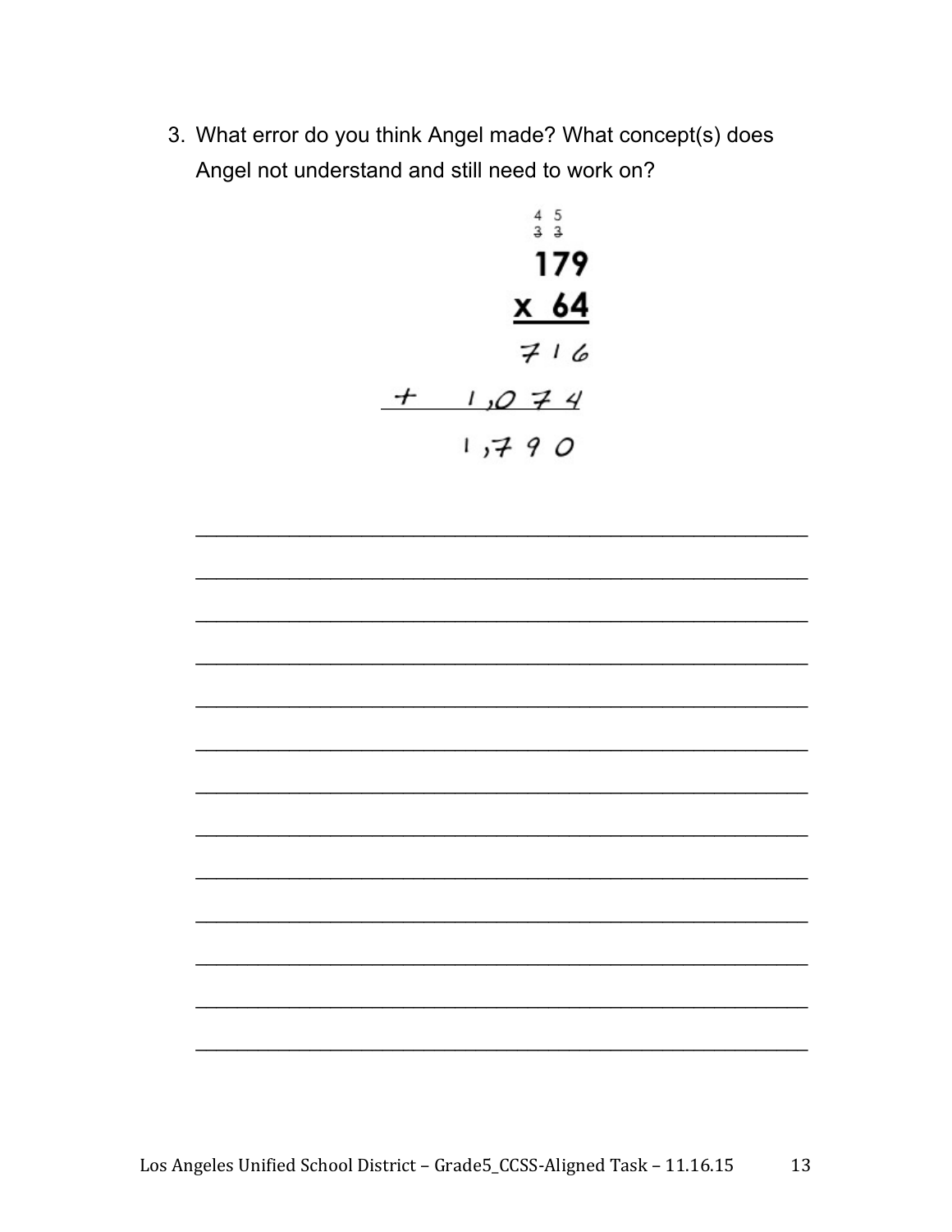3. What error do you think Angel made? What concept(s) does Angel not understand and still need to work on?

```
   4 5
   3 3
   179
 x  64
   716
+ 1,074
  1,790
```

\_\_\_\_\_\_\_\_\_\_\_\_\_\_\_\_\_\_\_\_\_\_\_\_\_\_\_\_\_\_\_\_\_\_\_\_\_\_\_\_\_\_\_\_\_\_\_\_\_\_\_\_\_\_\_\_\_\_

\_\_\_\_\_\_\_\_\_\_\_\_\_\_\_\_\_\_\_\_\_\_\_\_\_\_\_\_\_\_\_\_\_\_\_\_\_\_\_\_\_\_\_\_\_\_\_\_\_\_\_\_\_\_\_\_\_\_

\_\_\_\_\_\_\_\_\_\_\_\_\_\_\_\_\_\_\_\_\_\_\_\_\_\_\_\_\_\_\_\_\_\_\_\_\_\_\_\_\_\_\_\_\_\_\_\_\_\_\_\_\_\_\_\_\_\_

\_\_\_\_\_\_\_\_\_\_\_\_\_\_\_\_\_\_\_\_\_\_\_\_\_\_\_\_\_\_\_\_\_\_\_\_\_\_\_\_\_\_\_\_\_\_\_\_\_\_\_\_\_\_\_\_\_\_

\_\_\_\_\_\_\_\_\_\_\_\_\_\_\_\_\_\_\_\_\_\_\_\_\_\_\_\_\_\_\_\_\_\_\_\_\_\_\_\_\_\_\_\_\_\_\_\_\_\_\_\_\_\_\_\_\_\_

\_\_\_\_\_\_\_\_\_\_\_\_\_\_\_\_\_\_\_\_\_\_\_\_\_\_\_\_\_\_\_\_\_\_\_\_\_\_\_\_\_\_\_\_\_\_\_\_\_\_\_\_\_\_\_\_\_\_

\_\_\_\_\_\_\_\_\_\_\_\_\_\_\_\_\_\_\_\_\_\_\_\_\_\_\_\_\_\_\_\_\_\_\_\_\_\_\_\_\_\_\_\_\_\_\_\_\_\_\_\_\_\_\_\_\_\_

\_\_\_\_\_\_\_\_\_\_\_\_\_\_\_\_\_\_\_\_\_\_\_\_\_\_\_\_\_\_\_\_\_\_\_\_\_\_\_\_\_\_\_\_\_\_\_\_\_\_\_\_\_\_\_\_\_\_

\_\_\_\_\_\_\_\_\_\_\_\_\_\_\_\_\_\_\_\_\_\_\_\_\_\_\_\_\_\_\_\_\_\_\_\_\_\_\_\_\_\_\_\_\_\_\_\_\_\_\_\_\_\_\_\_\_\_

\_\_\_\_\_\_\_\_\_\_\_\_\_\_\_\_\_\_\_\_\_\_\_\_\_\_\_\_\_\_\_\_\_\_\_\_\_\_\_\_\_\_\_\_\_\_\_\_\_\_\_\_\_\_\_\_\_\_

\_\_\_\_\_\_\_\_\_\_\_\_\_\_\_\_\_\_\_\_\_\_\_\_\_\_\_\_\_\_\_\_\_\_\_\_\_\_\_\_\_\_\_\_\_\_\_\_\_\_\_\_\_\_\_\_\_\_

\_\_\_\_\_\_\_\_\_\_\_\_\_\_\_\_\_\_\_\_\_\_\_\_\_\_\_\_\_\_\_\_\_\_\_\_\_\_\_\_\_\_\_\_\_\_\_\_\_\_\_\_\_\_\_\_\_\_

\_\_\_\_\_\_\_\_\_\_\_\_\_\_\_\_\_\_\_\_\_\_\_\_\_\_\_\_\_\_\_\_\_\_\_\_\_\_\_\_\_\_\_\_\_\_\_\_\_\_\_\_\_\_\_\_\_\_